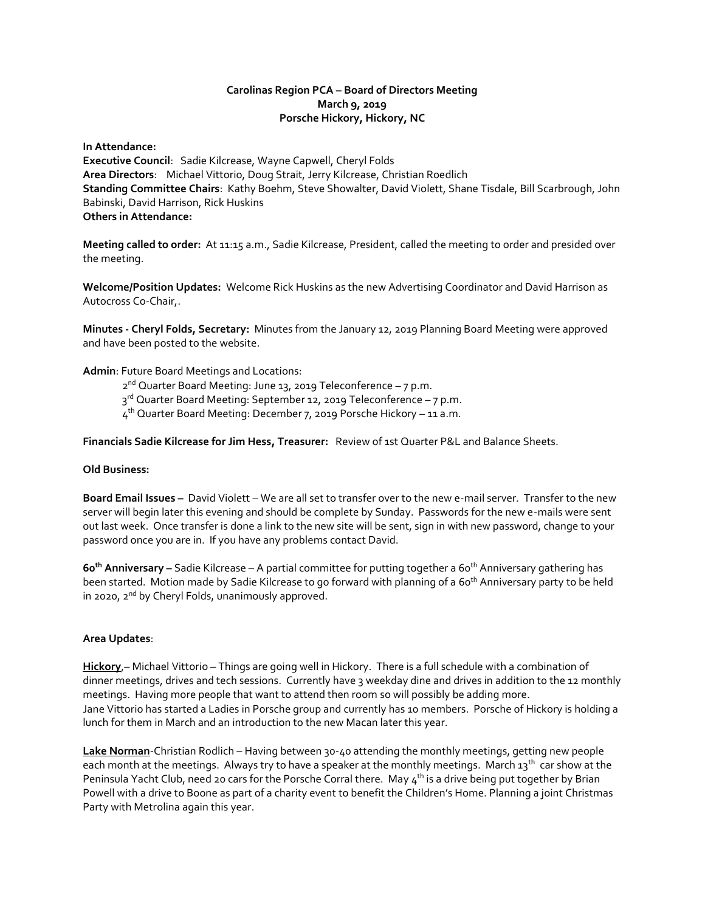**Carolinas Region PCA – Board of Directors Meeting**
**March 9, 2019**
**Porsche Hickory, Hickory, NC**

**In Attendance:**
**Executive Council**: Sadie Kilcrease, Wayne Capwell, Cheryl Folds
**Area Directors**: Michael Vittorio, Doug Strait, Jerry Kilcrease, Christian Roedlich
**Standing Committee Chairs**: Kathy Boehm, Steve Showalter, David Violett, Shane Tisdale, Bill Scarbrough, John Babinski, David Harrison, Rick Huskins
**Others in Attendance:**

**Meeting called to order:** At 11:15 a.m., Sadie Kilcrease, President, called the meeting to order and presided over the meeting.

**Welcome/Position Updates:** Welcome Rick Huskins as the new Advertising Coordinator and David Harrison as Autocross Co-Chair,.

**Minutes - Cheryl Folds, Secretary:** Minutes from the January 12, 2019 Planning Board Meeting were approved and have been posted to the website.

**Admin**: Future Board Meetings and Locations:

2nd Quarter Board Meeting: June 13, 2019 Teleconference – 7 p.m.
3rd Quarter Board Meeting: September 12, 2019 Teleconference – 7 p.m.
4th Quarter Board Meeting: December 7, 2019 Porsche Hickory – 11 a.m.

**Financials Sadie Kilcrease for Jim Hess, Treasurer:** Review of 1st Quarter P&L and Balance Sheets.

**Old Business:**

**Board Email Issues –** David Violett – We are all set to transfer over to the new e-mail server. Transfer to the new server will begin later this evening and should be complete by Sunday. Passwords for the new e-mails were sent out last week. Once transfer is done a link to the new site will be sent, sign in with new password, change to your password once you are in. If you have any problems contact David.

**60th Anniversary –** Sadie Kilcrease – A partial committee for putting together a 60th Anniversary gathering has been started. Motion made by Sadie Kilcrease to go forward with planning of a 60th Anniversary party to be held in 2020, 2nd by Cheryl Folds, unanimously approved.

**Area Updates**:

**Hickory**,– Michael Vittorio – Things are going well in Hickory. There is a full schedule with a combination of dinner meetings, drives and tech sessions. Currently have 3 weekday dine and drives in addition to the 12 monthly meetings. Having more people that want to attend then room so will possibly be adding more.
Jane Vittorio has started a Ladies in Porsche group and currently has 10 members. Porsche of Hickory is holding a lunch for them in March and an introduction to the new Macan later this year.

**Lake Norman**-Christian Rodlich – Having between 30-40 attending the monthly meetings, getting new people each month at the meetings. Always try to have a speaker at the monthly meetings. March 13th car show at the Peninsula Yacht Club, need 20 cars for the Porsche Corral there. May 4th is a drive being put together by Brian Powell with a drive to Boone as part of a charity event to benefit the Children's Home. Planning a joint Christmas Party with Metrolina again this year.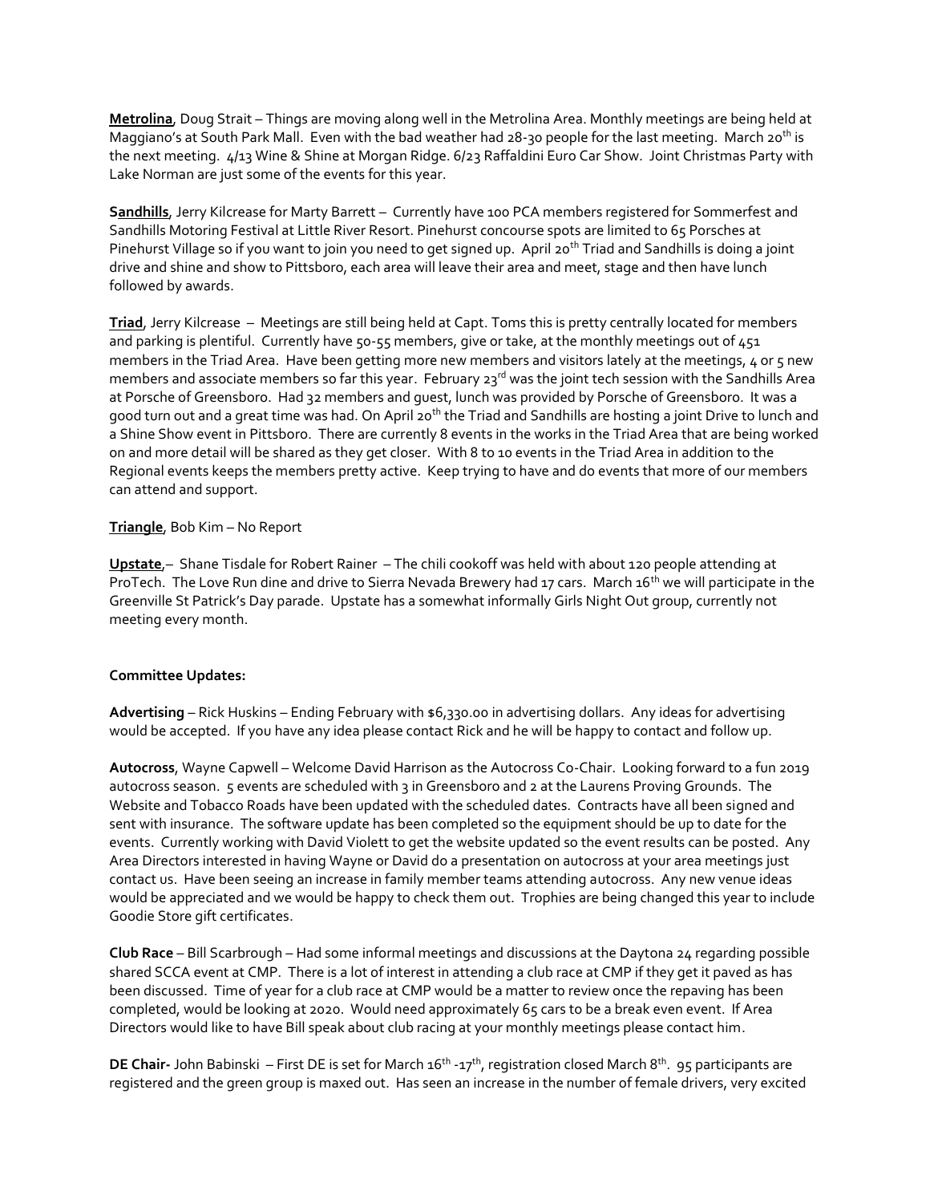**Metrolina**, Doug Strait – Things are moving along well in the Metrolina Area. Monthly meetings are being held at Maggiano's at South Park Mall. Even with the bad weather had 28-30 people for the last meeting. March 20th is the next meeting. 4/13 Wine & Shine at Morgan Ridge. 6/23 Raffaldini Euro Car Show. Joint Christmas Party with Lake Norman are just some of the events for this year.

**Sandhills**, Jerry Kilcrease for Marty Barrett – Currently have 100 PCA members registered for Sommerfest and Sandhills Motoring Festival at Little River Resort. Pinehurst concourse spots are limited to 65 Porsches at Pinehurst Village so if you want to join you need to get signed up. April 20th Triad and Sandhills is doing a joint drive and shine and show to Pittsboro, each area will leave their area and meet, stage and then have lunch followed by awards.

**Triad**, Jerry Kilcrease – Meetings are still being held at Capt. Toms this is pretty centrally located for members and parking is plentiful. Currently have 50-55 members, give or take, at the monthly meetings out of 451 members in the Triad Area. Have been getting more new members and visitors lately at the meetings, 4 or 5 new members and associate members so far this year. February 23rd was the joint tech session with the Sandhills Area at Porsche of Greensboro. Had 32 members and guest, lunch was provided by Porsche of Greensboro. It was a good turn out and a great time was had. On April 20th the Triad and Sandhills are hosting a joint Drive to lunch and a Shine Show event in Pittsboro. There are currently 8 events in the works in the Triad Area that are being worked on and more detail will be shared as they get closer. With 8 to 10 events in the Triad Area in addition to the Regional events keeps the members pretty active. Keep trying to have and do events that more of our members can attend and support.

**Triangle**, Bob Kim – No Report

**Upstate**,– Shane Tisdale for Robert Rainer – The chili cookoff was held with about 120 people attending at ProTech. The Love Run dine and drive to Sierra Nevada Brewery had 17 cars. March 16th we will participate in the Greenville St Patrick's Day parade. Upstate has a somewhat informally Girls Night Out group, currently not meeting every month.

**Committee Updates:**

**Advertising** – Rick Huskins – Ending February with $6,330.00 in advertising dollars. Any ideas for advertising would be accepted. If you have any idea please contact Rick and he will be happy to contact and follow up.

**Autocross**, Wayne Capwell – Welcome David Harrison as the Autocross Co-Chair. Looking forward to a fun 2019 autocross season. 5 events are scheduled with 3 in Greensboro and 2 at the Laurens Proving Grounds. The Website and Tobacco Roads have been updated with the scheduled dates. Contracts have all been signed and sent with insurance. The software update has been completed so the equipment should be up to date for the events. Currently working with David Violett to get the website updated so the event results can be posted. Any Area Directors interested in having Wayne or David do a presentation on autocross at your area meetings just contact us. Have been seeing an increase in family member teams attending autocross. Any new venue ideas would be appreciated and we would be happy to check them out. Trophies are being changed this year to include Goodie Store gift certificates.

**Club Race** – Bill Scarbrough – Had some informal meetings and discussions at the Daytona 24 regarding possible shared SCCA event at CMP. There is a lot of interest in attending a club race at CMP if they get it paved as has been discussed. Time of year for a club race at CMP would be a matter to review once the repaving has been completed, would be looking at 2020. Would need approximately 65 cars to be a break even event. If Area Directors would like to have Bill speak about club racing at your monthly meetings please contact him.

**DE Chair-** John Babinski – First DE is set for March 16th -17th, registration closed March 8th. 95 participants are registered and the green group is maxed out. Has seen an increase in the number of female drivers, very excited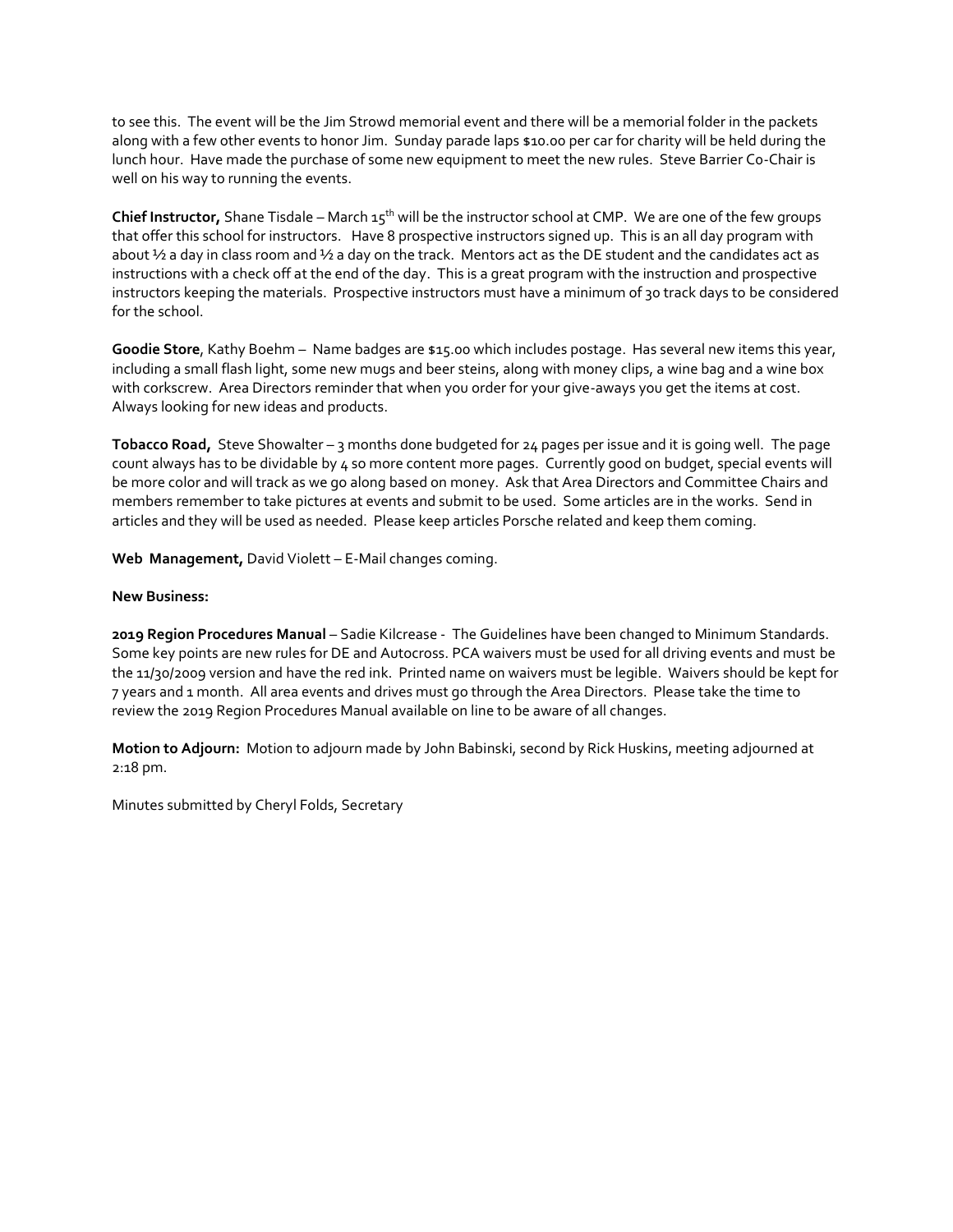to see this. The event will be the Jim Strowd memorial event and there will be a memorial folder in the packets along with a few other events to honor Jim. Sunday parade laps $10.00 per car for charity will be held during the lunch hour. Have made the purchase of some new equipment to meet the new rules. Steve Barrier Co-Chair is well on his way to running the events.

**Chief Instructor,** Shane Tisdale – March 15th will be the instructor school at CMP. We are one of the few groups that offer this school for instructors. Have 8 prospective instructors signed up. This is an all day program with about ½ a day in class room and ½ a day on the track. Mentors act as the DE student and the candidates act as instructions with a check off at the end of the day. This is a great program with the instruction and prospective instructors keeping the materials. Prospective instructors must have a minimum of 30 track days to be considered for the school.

**Goodie Store**, Kathy Boehm – Name badges are $15.00 which includes postage. Has several new items this year, including a small flash light, some new mugs and beer steins, along with money clips, a wine bag and a wine box with corkscrew. Area Directors reminder that when you order for your give-aways you get the items at cost. Always looking for new ideas and products.

**Tobacco Road,** Steve Showalter – 3 months done budgeted for 24 pages per issue and it is going well. The page count always has to be dividable by 4 so more content more pages. Currently good on budget, special events will be more color and will track as we go along based on money. Ask that Area Directors and Committee Chairs and members remember to take pictures at events and submit to be used. Some articles are in the works. Send in articles and they will be used as needed. Please keep articles Porsche related and keep them coming.

**Web Management,** David Violett – E-Mail changes coming.

**New Business:**

**2019 Region Procedures Manual** – Sadie Kilcrease - The Guidelines have been changed to Minimum Standards. Some key points are new rules for DE and Autocross. PCA waivers must be used for all driving events and must be the 11/30/2009 version and have the red ink. Printed name on waivers must be legible. Waivers should be kept for 7 years and 1 month. All area events and drives must go through the Area Directors. Please take the time to review the 2019 Region Procedures Manual available on line to be aware of all changes.

**Motion to Adjourn:** Motion to adjourn made by John Babinski, second by Rick Huskins, meeting adjourned at 2:18 pm.

Minutes submitted by Cheryl Folds, Secretary